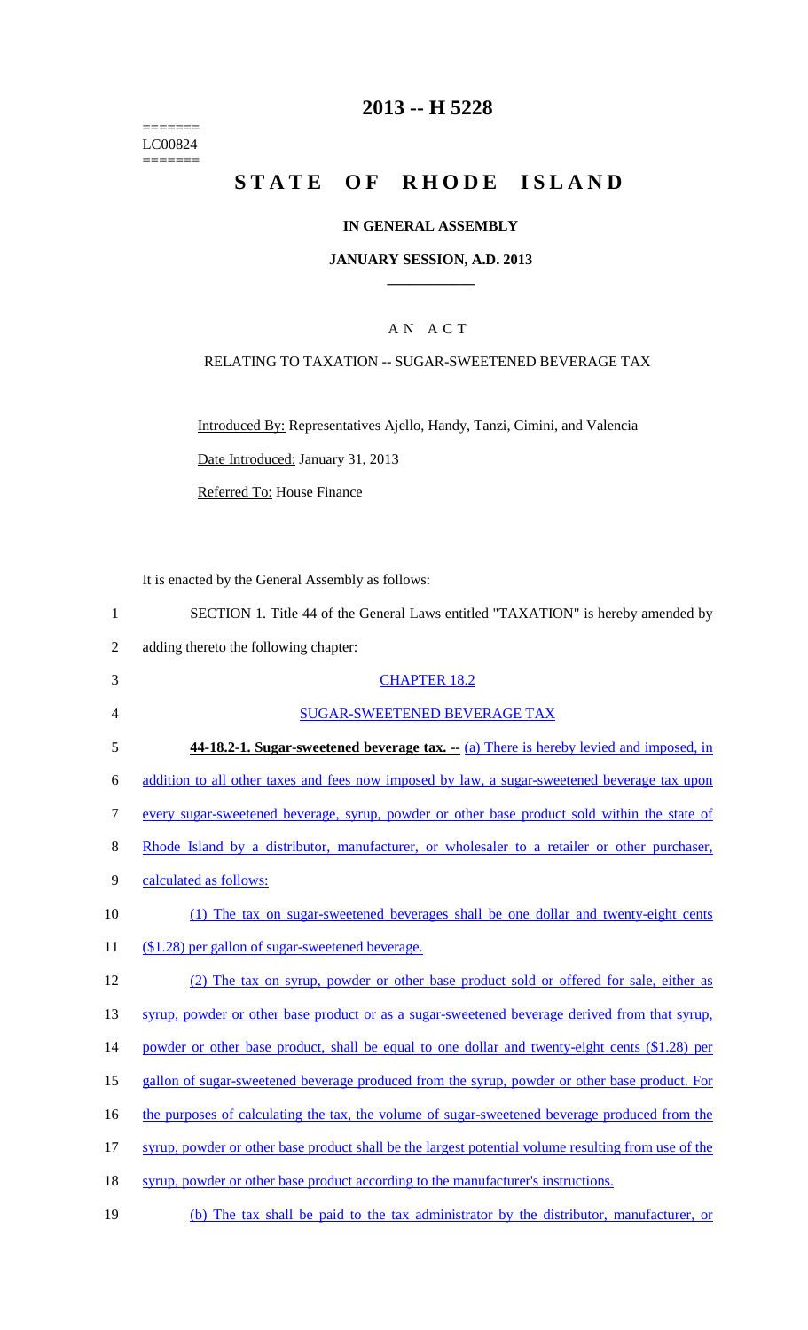=======
LC00824
=======

# 2013 -- H 5228

# STATE OF RHODE ISLAND

## IN GENERAL ASSEMBLY

### JANUARY SESSION, A.D. 2013

### A N A C T

RELATING TO TAXATION -- SUGAR-SWEETENED BEVERAGE TAX

Introduced By: Representatives Ajello, Handy, Tanzi, Cimini, and Valencia

Date Introduced: January 31, 2013

Referred To: House Finance

It is enacted by the General Assembly as follows:

1 SECTION 1. Title 44 of the General Laws entitled "TAXATION" is hereby amended by
2 adding thereto the following chapter:

3 CHAPTER 18.2

4 SUGAR-SWEETENED BEVERAGE TAX

5 **44-18.2-1. Sugar-sweetened beverage tax. --** (a) There is hereby levied and imposed, in
6 addition to all other taxes and fees now imposed by law, a sugar-sweetened beverage tax upon
7 every sugar-sweetened beverage, syrup, powder or other base product sold within the state of
8 Rhode Island by a distributor, manufacturer, or wholesaler to a retailer or other purchaser,
9 calculated as follows:

10 (1) The tax on sugar-sweetened beverages shall be one dollar and twenty-eight cents
11 ($1.28) per gallon of sugar-sweetened beverage.

12 (2) The tax on syrup, powder or other base product sold or offered for sale, either as
13 syrup, powder or other base product or as a sugar-sweetened beverage derived from that syrup,
14 powder or other base product, shall be equal to one dollar and twenty-eight cents ($1.28) per
15 gallon of sugar-sweetened beverage produced from the syrup, powder or other base product. For
16 the purposes of calculating the tax, the volume of sugar-sweetened beverage produced from the
17 syrup, powder or other base product shall be the largest potential volume resulting from use of the
18 syrup, powder or other base product according to the manufacturer's instructions.

19 (b) The tax shall be paid to the tax administrator by the distributor, manufacturer, or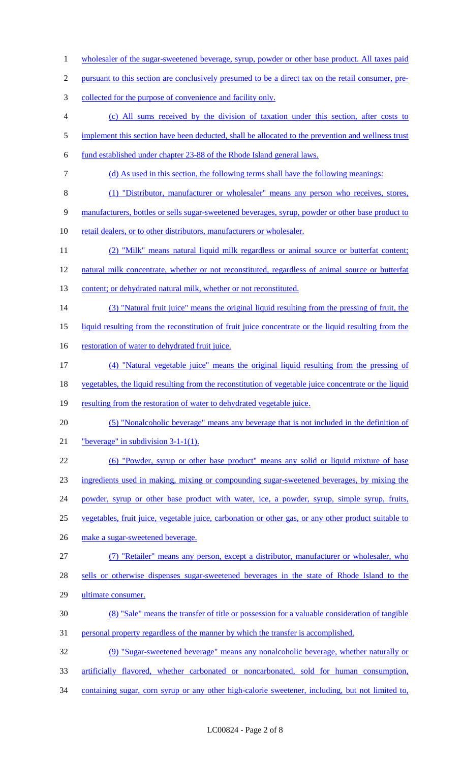wholesaler of the sugar-sweetened beverage, syrup, powder or other base product. All taxes paid pursuant to this section are conclusively presumed to be a direct tax on the retail consumer, pre-collected for the purpose of convenience and facility only.

(c) All sums received by the division of taxation under this section, after costs to implement this section have been deducted, shall be allocated to the prevention and wellness trust fund established under chapter 23-88 of the Rhode Island general laws.

(d) As used in this section, the following terms shall have the following meanings:

(1) "Distributor, manufacturer or wholesaler" means any person who receives, stores, manufacturers, bottles or sells sugar-sweetened beverages, syrup, powder or other base product to retail dealers, or to other distributors, manufacturers or wholesaler.

(2) "Milk" means natural liquid milk regardless or animal source or butterfat content; natural milk concentrate, whether or not reconstituted, regardless of animal source or butterfat content; or dehydrated natural milk, whether or not reconstituted.

(3) "Natural fruit juice" means the original liquid resulting from the pressing of fruit, the liquid resulting from the reconstitution of fruit juice concentrate or the liquid resulting from the restoration of water to dehydrated fruit juice.

(4) "Natural vegetable juice" means the original liquid resulting from the pressing of vegetables, the liquid resulting from the reconstitution of vegetable juice concentrate or the liquid resulting from the restoration of water to dehydrated vegetable juice.

(5) "Nonalcoholic beverage" means any beverage that is not included in the definition of "beverage" in subdivision 3-1-1(1).

(6) "Powder, syrup or other base product" means any solid or liquid mixture of base ingredients used in making, mixing or compounding sugar-sweetened beverages, by mixing the powder, syrup or other base product with water, ice, a powder, syrup, simple syrup, fruits, vegetables, fruit juice, vegetable juice, carbonation or other gas, or any other product suitable to make a sugar-sweetened beverage.

(7) "Retailer" means any person, except a distributor, manufacturer or wholesaler, who sells or otherwise dispenses sugar-sweetened beverages in the state of Rhode Island to the ultimate consumer.

(8) "Sale" means the transfer of title or possession for a valuable consideration of tangible personal property regardless of the manner by which the transfer is accomplished.

(9) "Sugar-sweetened beverage" means any nonalcoholic beverage, whether naturally or artificially flavored, whether carbonated or noncarbonated, sold for human consumption, containing sugar, corn syrup or any other high-calorie sweetener, including, but not limited to,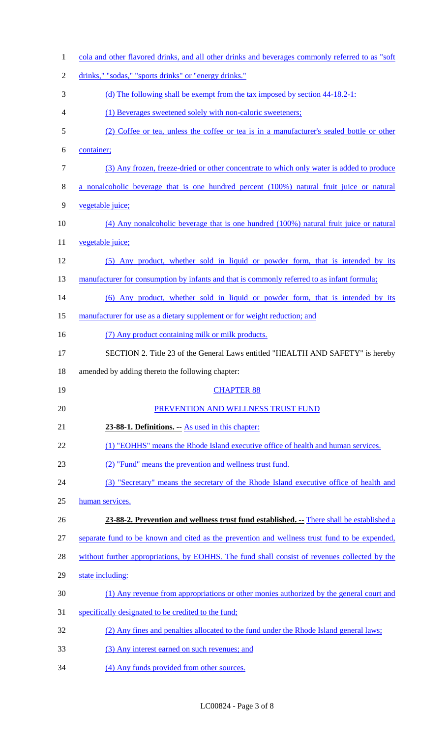cola and other flavored drinks, and all other drinks and beverages commonly referred to as "soft drinks," "sodas," "sports drinks" or "energy drinks."

(d) The following shall be exempt from the tax imposed by section 44-18.2-1:

(1) Beverages sweetened solely with non-caloric sweeteners;

(2) Coffee or tea, unless the coffee or tea is in a manufacturer's sealed bottle or other container;

(3) Any frozen, freeze-dried or other concentrate to which only water is added to produce a nonalcoholic beverage that is one hundred percent (100%) natural fruit juice or natural vegetable juice;

(4) Any nonalcoholic beverage that is one hundred (100%) natural fruit juice or natural vegetable juice;

(5) Any product, whether sold in liquid or powder form, that is intended by its manufacturer for consumption by infants and that is commonly referred to as infant formula;

(6) Any product, whether sold in liquid or powder form, that is intended by its manufacturer for use as a dietary supplement or for weight reduction; and

(7) Any product containing milk or milk products.

SECTION 2. Title 23 of the General Laws entitled "HEALTH AND SAFETY" is hereby amended by adding thereto the following chapter:

CHAPTER 88

PREVENTION AND WELLNESS TRUST FUND

**23-88-1. Definitions. --** As used in this chapter:

(1) "EOHHS" means the Rhode Island executive office of health and human services.

(2) "Fund" means the prevention and wellness trust fund.

(3) "Secretary" means the secretary of the Rhode Island executive office of health and human services.

**23-88-2. Prevention and wellness trust fund established. --** There shall be established a separate fund to be known and cited as the prevention and wellness trust fund to be expended, without further appropriations, by EOHHS. The fund shall consist of revenues collected by the state including:

(1) Any revenue from appropriations or other monies authorized by the general court and specifically designated to be credited to the fund;

(2) Any fines and penalties allocated to the fund under the Rhode Island general laws;

(3) Any interest earned on such revenues; and

(4) Any funds provided from other sources.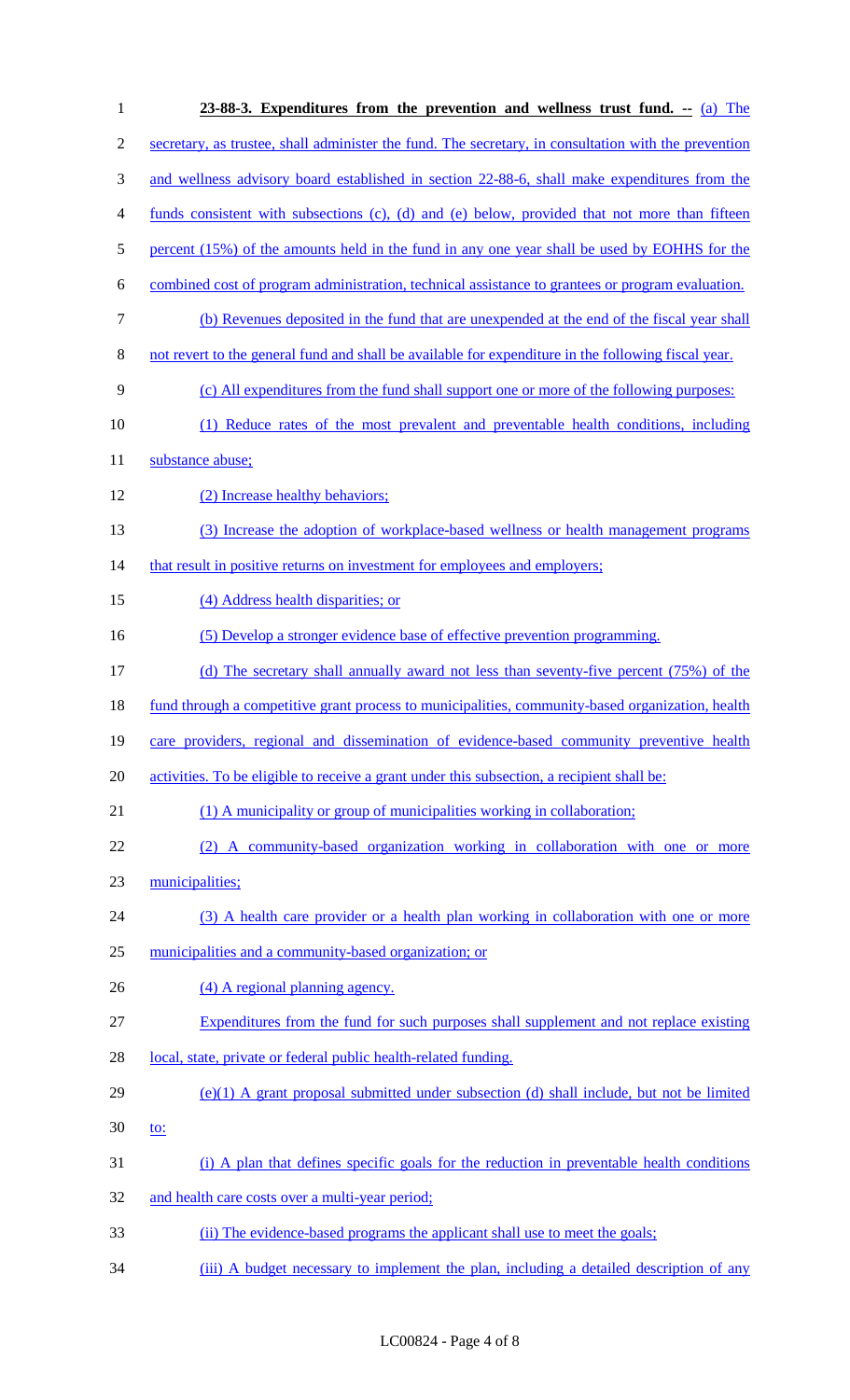**23-88-3. Expenditures from the prevention and wellness trust fund. --** (a) The secretary, as trustee, shall administer the fund. The secretary, in consultation with the prevention and wellness advisory board established in section 22-88-6, shall make expenditures from the funds consistent with subsections (c), (d) and (e) below, provided that not more than fifteen percent (15%) of the amounts held in the fund in any one year shall be used by EOHHS for the combined cost of program administration, technical assistance to grantees or program evaluation.

(b) Revenues deposited in the fund that are unexpended at the end of the fiscal year shall not revert to the general fund and shall be available for expenditure in the following fiscal year.

(c) All expenditures from the fund shall support one or more of the following purposes:

(1) Reduce rates of the most prevalent and preventable health conditions, including substance abuse;

(2) Increase healthy behaviors;

(3) Increase the adoption of workplace-based wellness or health management programs that result in positive returns on investment for employees and employers;

(4) Address health disparities; or

(5) Develop a stronger evidence base of effective prevention programming.

(d) The secretary shall annually award not less than seventy-five percent (75%) of the fund through a competitive grant process to municipalities, community-based organization, health care providers, regional and dissemination of evidence-based community preventive health activities. To be eligible to receive a grant under this subsection, a recipient shall be:

(1) A municipality or group of municipalities working in collaboration;

(2) A community-based organization working in collaboration with one or more municipalities;

(3) A health care provider or a health plan working in collaboration with one or more municipalities and a community-based organization; or

(4) A regional planning agency.

Expenditures from the fund for such purposes shall supplement and not replace existing local, state, private or federal public health-related funding.

(e)(1) A grant proposal submitted under subsection (d) shall include, but not be limited to:

(i) A plan that defines specific goals for the reduction in preventable health conditions and health care costs over a multi-year period;

(ii) The evidence-based programs the applicant shall use to meet the goals;

(iii) A budget necessary to implement the plan, including a detailed description of any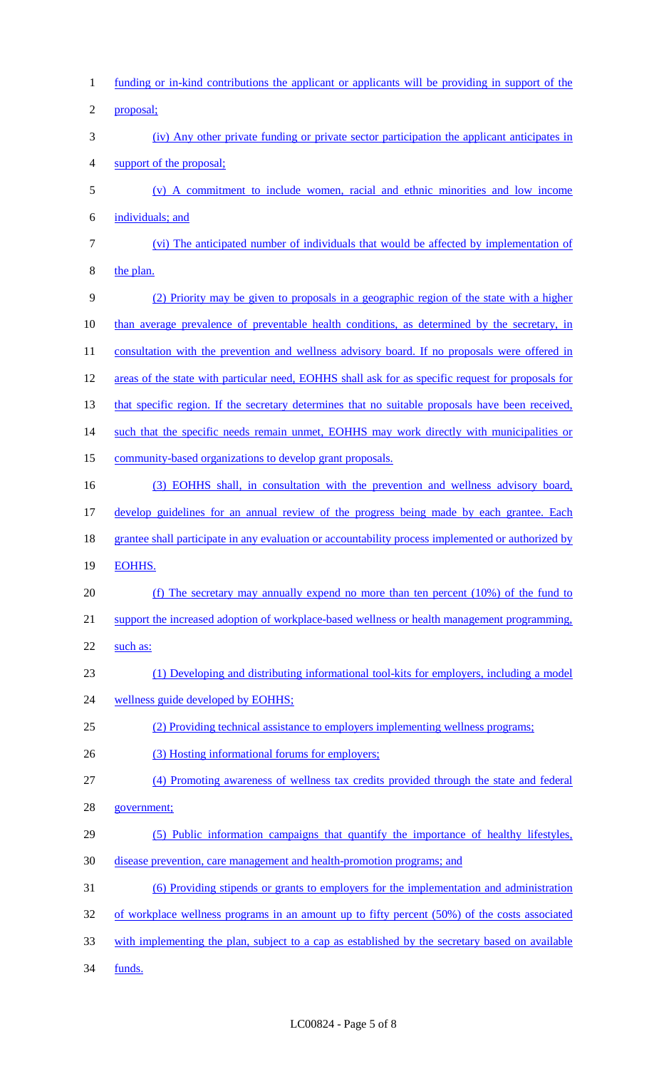funding or in-kind contributions the applicant or applicants will be providing in support of the proposal;

(iv) Any other private funding or private sector participation the applicant anticipates in support of the proposal;

(v) A commitment to include women, racial and ethnic minorities and low income individuals; and

(vi) The anticipated number of individuals that would be affected by implementation of the plan.

(2) Priority may be given to proposals in a geographic region of the state with a higher than average prevalence of preventable health conditions, as determined by the secretary, in consultation with the prevention and wellness advisory board. If no proposals were offered in areas of the state with particular need, EOHHS shall ask for as specific request for proposals for that specific region. If the secretary determines that no suitable proposals have been received, such that the specific needs remain unmet, EOHHS may work directly with municipalities or community-based organizations to develop grant proposals.

(3) EOHHS shall, in consultation with the prevention and wellness advisory board, develop guidelines for an annual review of the progress being made by each grantee. Each grantee shall participate in any evaluation or accountability process implemented or authorized by EOHHS.

(f) The secretary may annually expend no more than ten percent (10%) of the fund to support the increased adoption of workplace-based wellness or health management programming, such as:

(1) Developing and distributing informational tool-kits for employers, including a model wellness guide developed by EOHHS;

(2) Providing technical assistance to employers implementing wellness programs;

(3) Hosting informational forums for employers;

(4) Promoting awareness of wellness tax credits provided through the state and federal government;

(5) Public information campaigns that quantify the importance of healthy lifestyles, disease prevention, care management and health-promotion programs; and

(6) Providing stipends or grants to employers for the implementation and administration of workplace wellness programs in an amount up to fifty percent (50%) of the costs associated with implementing the plan, subject to a cap as established by the secretary based on available funds.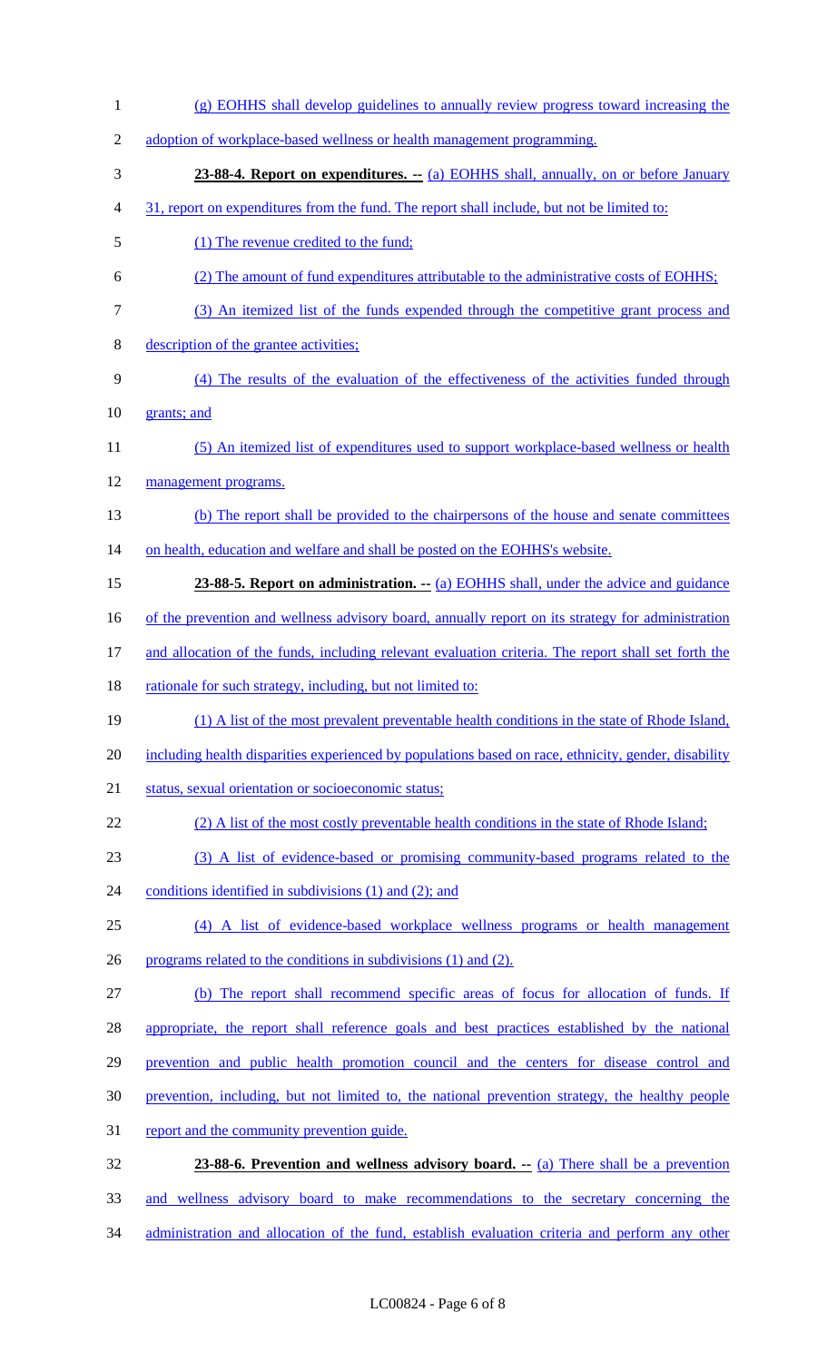(g) EOHHS shall develop guidelines to annually review progress toward increasing the adoption of workplace-based wellness or health management programming.

**23-88-4. Report on expenditures. --** (a) EOHHS shall, annually, on or before January 31, report on expenditures from the fund. The report shall include, but not be limited to:

(1) The revenue credited to the fund;

(2) The amount of fund expenditures attributable to the administrative costs of EOHHS;

(3) An itemized list of the funds expended through the competitive grant process and description of the grantee activities;

(4) The results of the evaluation of the effectiveness of the activities funded through grants; and

(5) An itemized list of expenditures used to support workplace-based wellness or health management programs.

(b) The report shall be provided to the chairpersons of the house and senate committees on health, education and welfare and shall be posted on the EOHHS's website.

**23-88-5. Report on administration. --** (a) EOHHS shall, under the advice and guidance of the prevention and wellness advisory board, annually report on its strategy for administration and allocation of the funds, including relevant evaluation criteria. The report shall set forth the rationale for such strategy, including, but not limited to:

(1) A list of the most prevalent preventable health conditions in the state of Rhode Island, including health disparities experienced by populations based on race, ethnicity, gender, disability status, sexual orientation or socioeconomic status;

(2) A list of the most costly preventable health conditions in the state of Rhode Island;

(3) A list of evidence-based or promising community-based programs related to the conditions identified in subdivisions (1) and (2); and

(4) A list of evidence-based workplace wellness programs or health management programs related to the conditions in subdivisions (1) and (2).

(b) The report shall recommend specific areas of focus for allocation of funds. If appropriate, the report shall reference goals and best practices established by the national prevention and public health promotion council and the centers for disease control and prevention, including, but not limited to, the national prevention strategy, the healthy people report and the community prevention guide.

**23-88-6. Prevention and wellness advisory board. --** (a) There shall be a prevention and wellness advisory board to make recommendations to the secretary concerning the administration and allocation of the fund, establish evaluation criteria and perform any other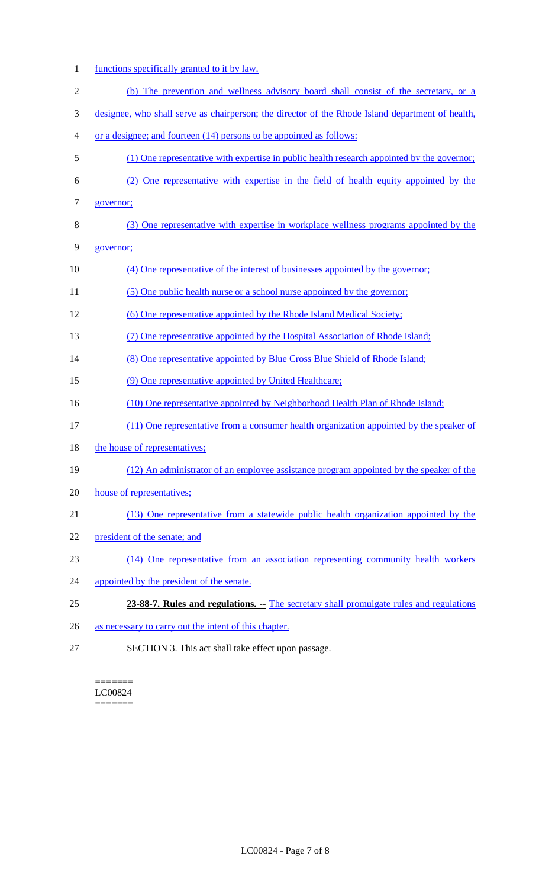functions specifically granted to it by law.

(b) The prevention and wellness advisory board shall consist of the secretary, or a designee, who shall serve as chairperson; the director of the Rhode Island department of health, or a designee; and fourteen (14) persons to be appointed as follows:

(1) One representative with expertise in public health research appointed by the governor;

(2) One representative with expertise in the field of health equity appointed by the governor;

(3) One representative with expertise in workplace wellness programs appointed by the governor;

(4) One representative of the interest of businesses appointed by the governor;

(5) One public health nurse or a school nurse appointed by the governor;

(6) One representative appointed by the Rhode Island Medical Society;

(7) One representative appointed by the Hospital Association of Rhode Island;

(8) One representative appointed by Blue Cross Blue Shield of Rhode Island;

(9) One representative appointed by United Healthcare;

(10) One representative appointed by Neighborhood Health Plan of Rhode Island;

(11) One representative from a consumer health organization appointed by the speaker of the house of representatives;

(12) An administrator of an employee assistance program appointed by the speaker of the house of representatives;

(13) One representative from a statewide public health organization appointed by the president of the senate; and

(14) One representative from an association representing community health workers appointed by the president of the senate.

**23-88-7. Rules and regulations. --** The secretary shall promulgate rules and regulations as necessary to carry out the intent of this chapter.

SECTION 3. This act shall take effect upon passage.

=======
LC00824
=======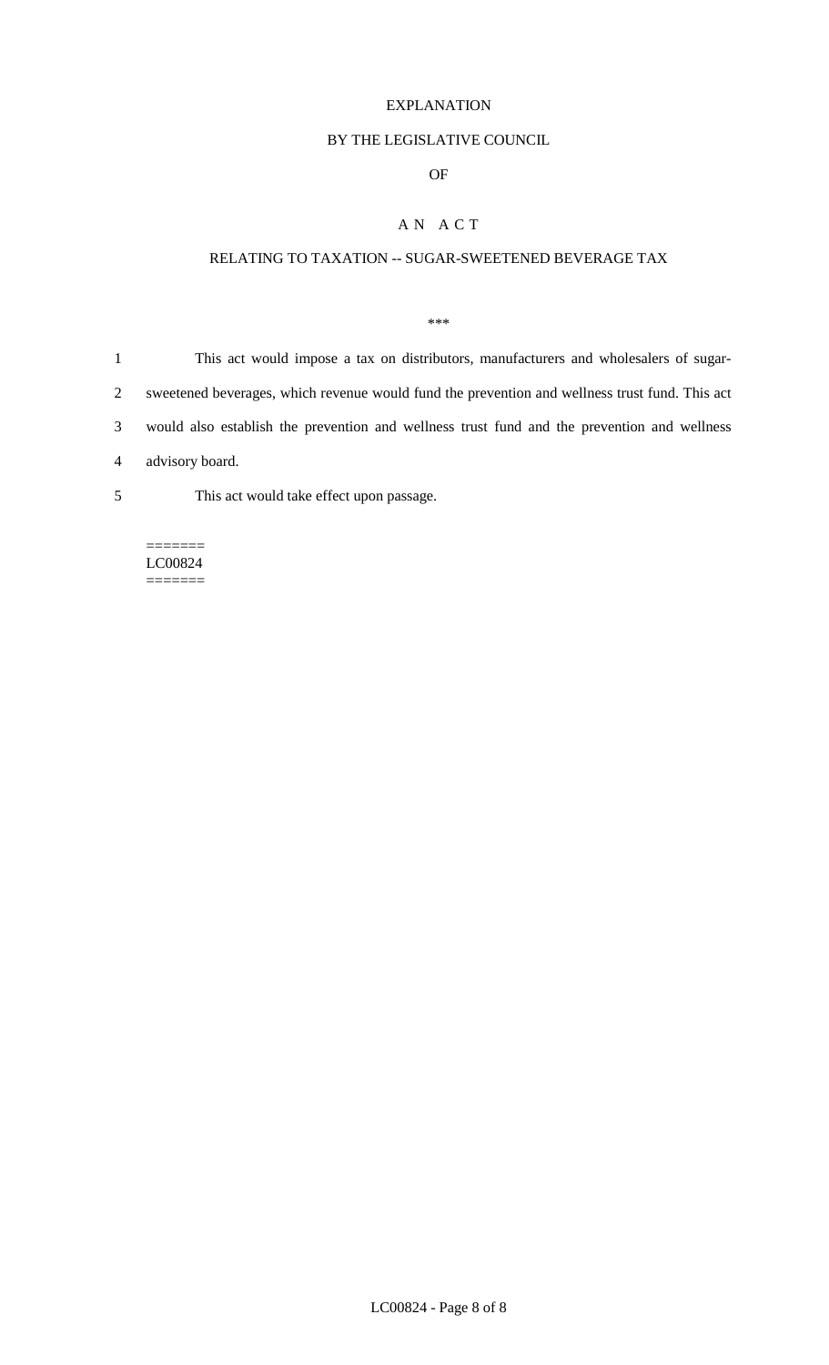EXPLANATION

BY THE LEGISLATIVE COUNCIL

OF

# A N A C T

## RELATING TO TAXATION -- SUGAR-SWEETENED BEVERAGE TAX

\*\*\*

This act would impose a tax on distributors, manufacturers and wholesalers of sugar-sweetened beverages, which revenue would fund the prevention and wellness trust fund. This act would also establish the prevention and wellness trust fund and the prevention and wellness advisory board.

This act would take effect upon passage.

=======
LC00824
=======